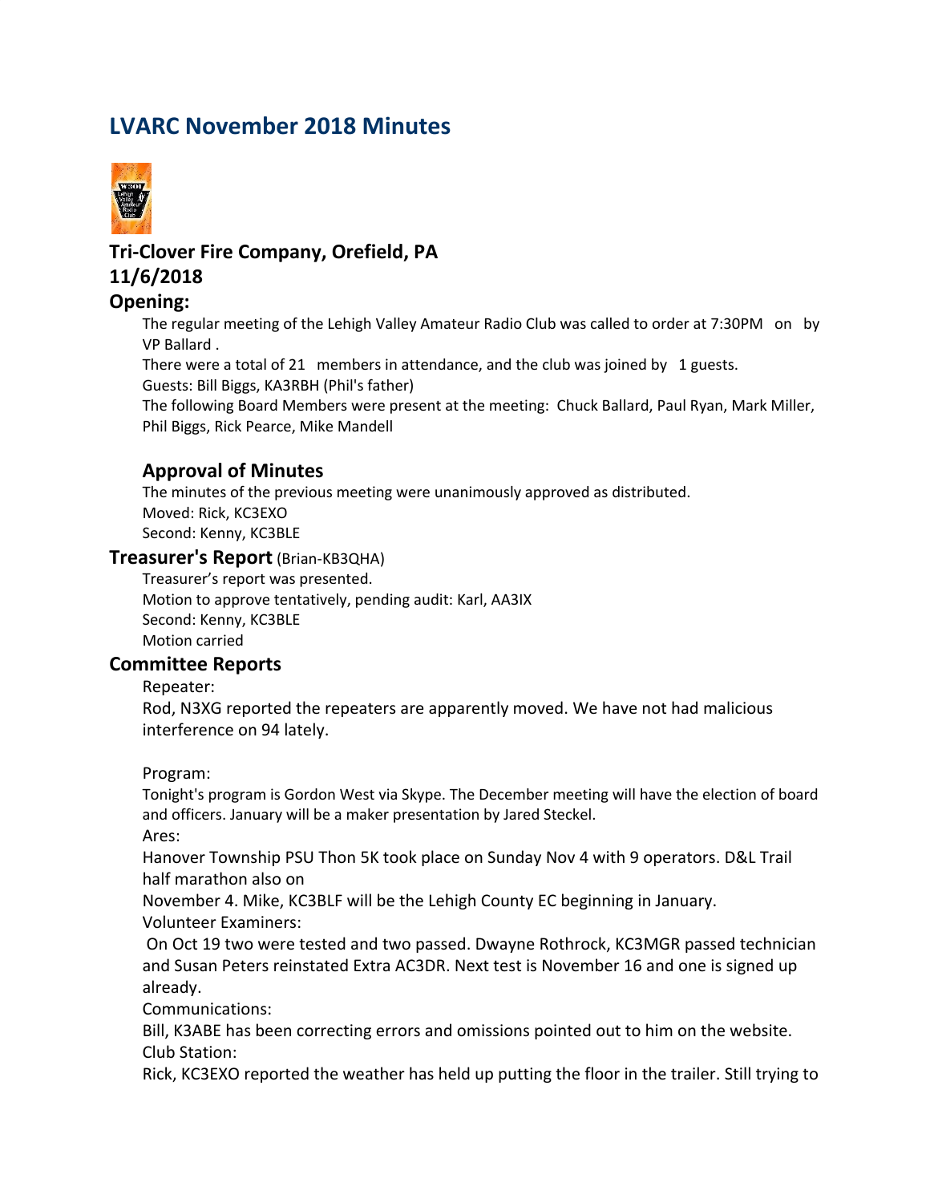# LVARC November 2018 Minutes

## Tri-Clover Fire Company, Orefield, PA
## 11/6/2018
## Opening:

The regular meeting of the Lehigh Valley Amateur Radio Club was called to order at 7:30PM on by VP Ballard .

There were a total of 21 members in attendance, and the club was joined by 1 guests.

Guests: Bill Biggs, KA3RBH (Phil's father)

The following Board Members were present at the meeting: Chuck Ballard, Paul Ryan, Mark Miller, Phil Biggs, Rick Pearce, Mike Mandell

### Approval of Minutes

The minutes of the previous meeting were unanimously approved as distributed.

Moved: Rick, KC3EXO

Second: Kenny, KC3BLE

## Treasurer's Report (Brian-KB3QHA)

Treasurer's report was presented.

Motion to approve tentatively, pending audit: Karl, AA3IX

Second: Kenny, KC3BLE

Motion carried

## Committee Reports

Repeater:

Rod, N3XG reported the repeaters are apparently moved. We have not had malicious interference on 94 lately.

Program:

Tonight's program is Gordon West via Skype. The December meeting will have the election of board and officers. January will be a maker presentation by Jared Steckel.

Ares:

Hanover Township PSU Thon 5K took place on Sunday Nov 4 with 9 operators. D&L Trail half marathon also on November 4. Mike, KC3BLF will be the Lehigh County EC beginning in January.

Volunteer Examiners:

On Oct 19 two were tested and two passed. Dwayne Rothrock, KC3MGR passed technician and Susan Peters reinstated Extra AC3DR. Next test is November 16 and one is signed up already.

Communications:

Bill, K3ABE has been correcting errors and omissions pointed out to him on the website.

Club Station:

Rick, KC3EXO reported the weather has held up putting the floor in the trailer. Still trying to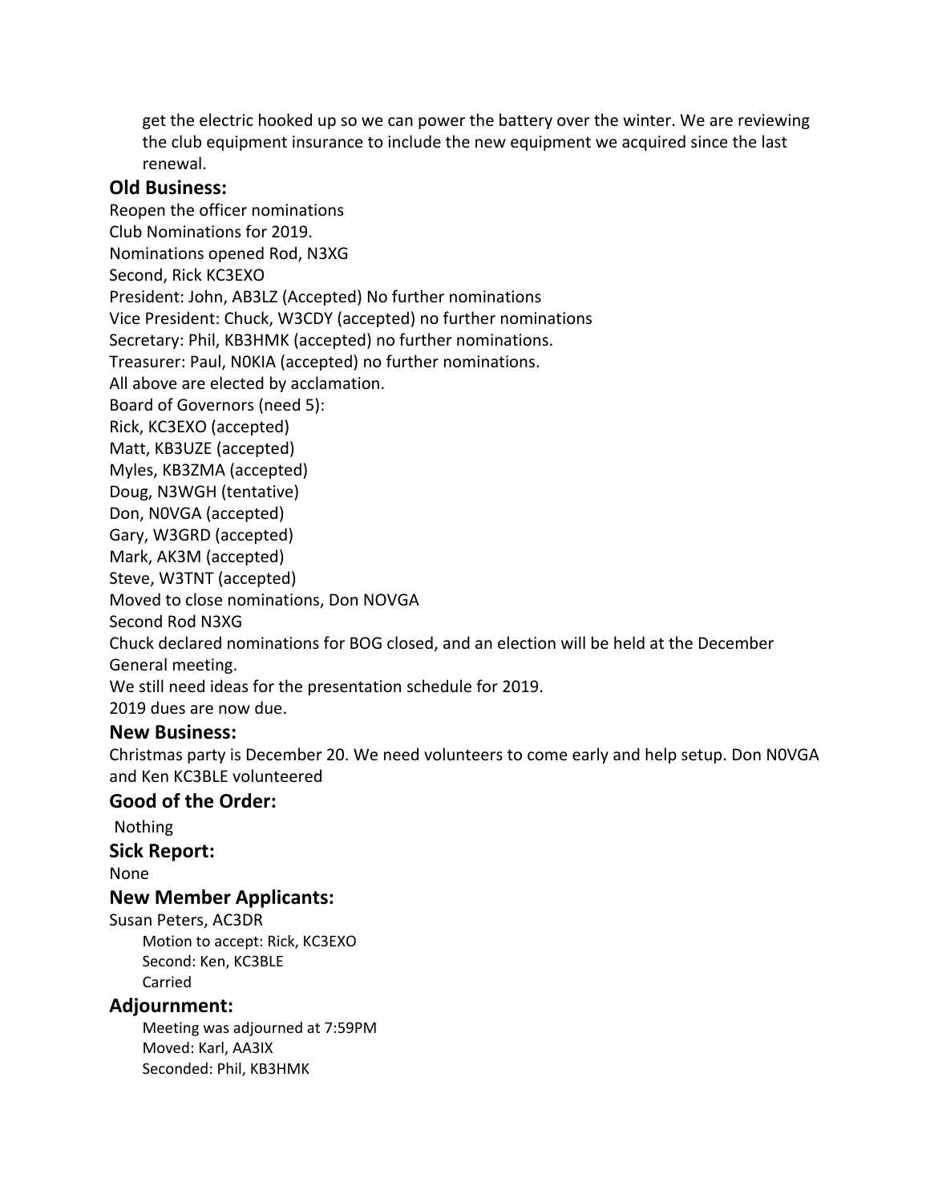get the electric hooked up so we can power the battery over the winter. We are reviewing the club equipment insurance to include the new equipment we acquired since the last renewal.

### Old Business:

Reopen the officer nominations
Club Nominations for 2019.
Nominations opened Rod, N3XG
Second, Rick KC3EXO
President: John, AB3LZ (Accepted) No further nominations
Vice President: Chuck, W3CDY (accepted) no further nominations
Secretary: Phil, KB3HMK (accepted) no further nominations.
Treasurer: Paul, N0KIA (accepted) no further nominations.
All above are elected by acclamation.
Board of Governors (need 5):
Rick, KC3EXO (accepted)
Matt, KB3UZE (accepted)
Myles, KB3ZMA (accepted)
Doug, N3WGH (tentative)
Don, N0VGA (accepted)
Gary, W3GRD (accepted)
Mark, AK3M (accepted)
Steve, W3TNT (accepted)
Moved to close nominations, Don NOVGA
Second Rod N3XG
Chuck declared nominations for BOG closed, and an election will be held at the December General meeting.
We still need ideas for the presentation schedule for 2019.
2019 dues are now due.

### New Business:

Christmas party is December 20. We need volunteers to come early and help setup. Don N0VGA and Ken KC3BLE volunteered

### Good of the Order:

Nothing

### Sick Report:

None

### New Member Applicants:

Susan Peters, AC3DR

Motion to accept: Rick, KC3EXO
Second: Ken, KC3BLE
Carried

### Adjournment:

Meeting was adjourned at 7:59PM
Moved: Karl, AA3IX
Seconded: Phil, KB3HMK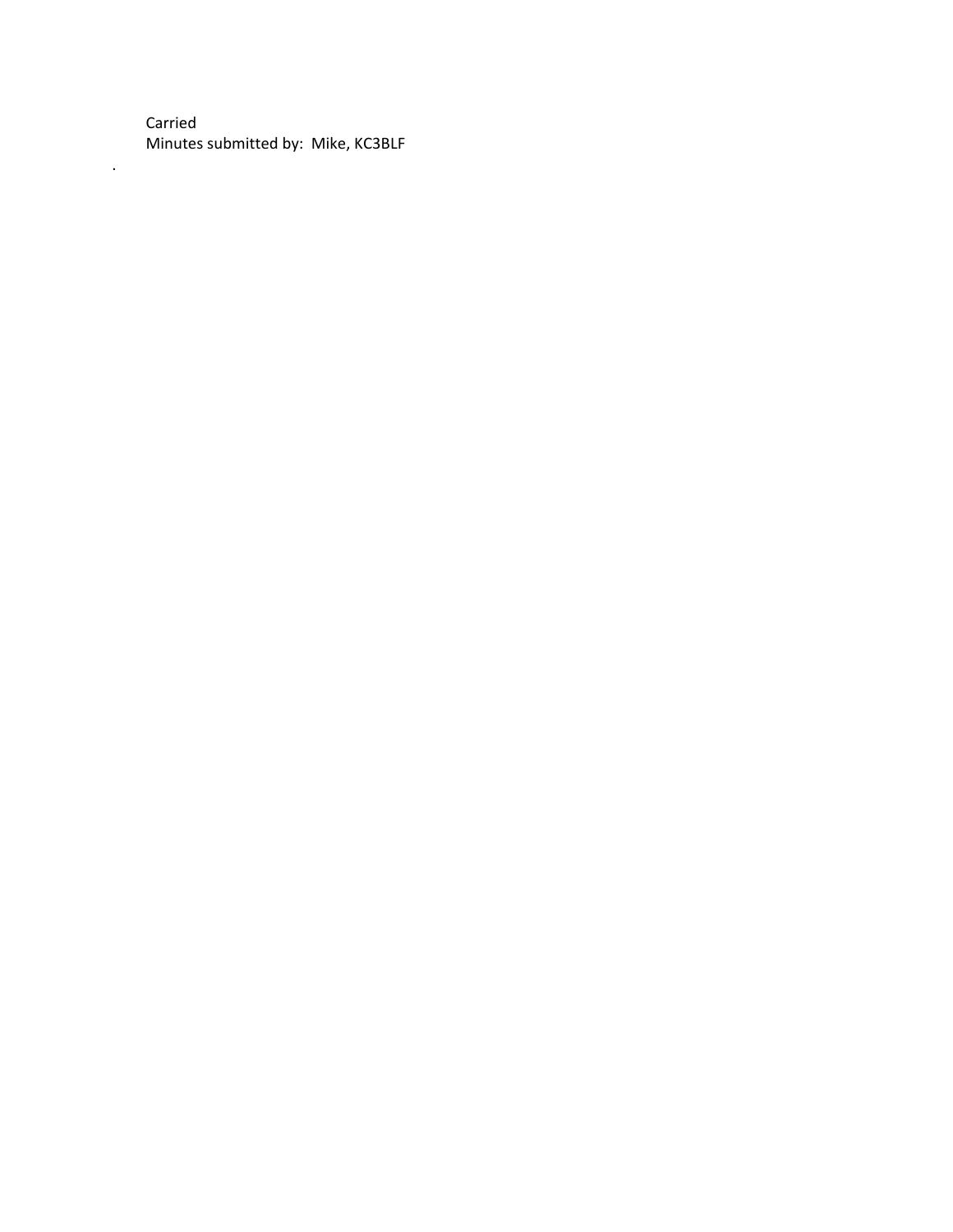Carried

Minutes submitted by:  Mike, KC3BLF

.